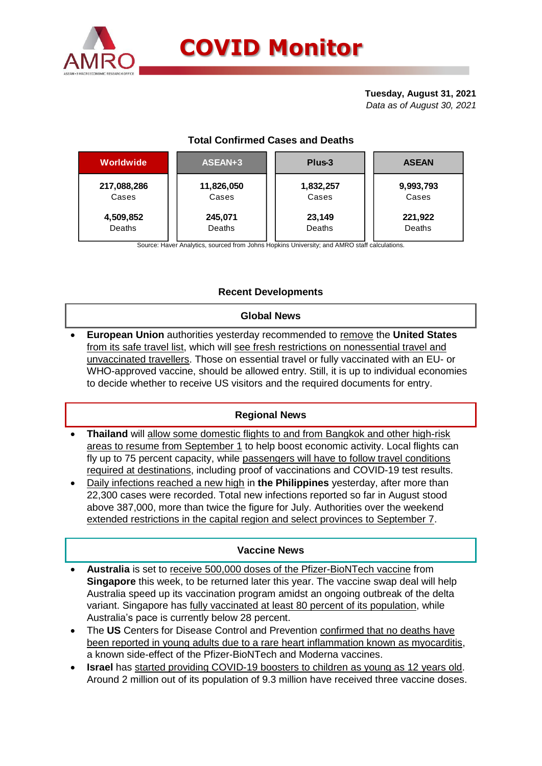# COVID Monitor

**Tuesday, August 31, 2021**
*Data as of August 30, 2021*

### Total Confirmed Cases and Deaths

| Worldwide | ASEAN+3 | Plus-3 | ASEAN |
|---|---|---|---|
| **217,088,286** Cases | **11,826,050** Cases | **1,832,257** Cases | **9,993,793** Cases |
| **4,509,852** Deaths | **245,071** Deaths | **23,149** Deaths | **221,922** Deaths |

Source: Haver Analytics, sourced from Johns Hopkins University; and AMRO staff calculations.

## Recent Developments

### Global News

- **European Union** authorities yesterday recommended to remove the **United States** from its safe travel list, which will see fresh restrictions on nonessential travel and unvaccinated travellers. Those on essential travel or fully vaccinated with an EU- or WHO-approved vaccine, should be allowed entry. Still, it is up to individual economies to decide whether to receive US visitors and the required documents for entry.

### Regional News

- **Thailand** will allow some domestic flights to and from Bangkok and other high-risk areas to resume from September 1 to help boost economic activity. Local flights can fly up to 75 percent capacity, while passengers will have to follow travel conditions required at destinations, including proof of vaccinations and COVID-19 test results.
- Daily infections reached a new high in **the Philippines** yesterday, after more than 22,300 cases were recorded. Total new infections reported so far in August stood above 387,000, more than twice the figure for July. Authorities over the weekend extended restrictions in the capital region and select provinces to September 7.

### Vaccine News

- **Australia** is set to receive 500,000 doses of the Pfizer-BioNTech vaccine from **Singapore** this week, to be returned later this year. The vaccine swap deal will help Australia speed up its vaccination program amidst an ongoing outbreak of the delta variant. Singapore has fully vaccinated at least 80 percent of its population, while Australia's pace is currently below 28 percent.
- The **US** Centers for Disease Control and Prevention confirmed that no deaths have been reported in young adults due to a rare heart inflammation known as myocarditis, a known side-effect of the Pfizer-BioNTech and Moderna vaccines.
- **Israel** has started providing COVID-19 boosters to children as young as 12 years old. Around 2 million out of its population of 9.3 million have received three vaccine doses.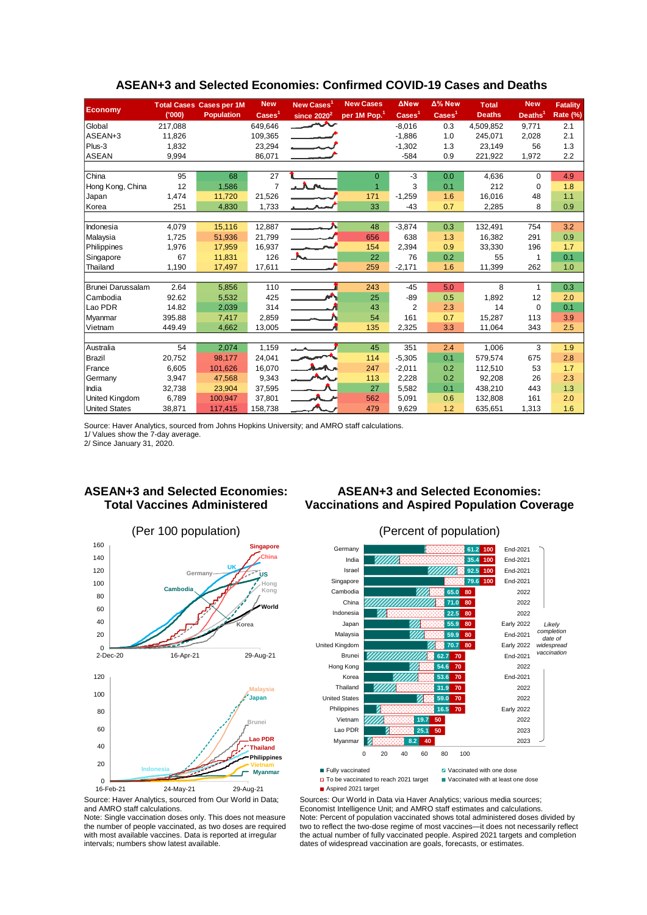## ASEAN+3 and Selected Economies: Confirmed COVID-19 Cases and Deaths

| Economy | Total Cases ('000) | Cases per 1M Population | New Cases[1] | New Cases[1] since 2020[2] | New Cases per 1M Pop.[1] | ΔNew Cases[1] | Δ% New Cases[1] | Total Deaths | New Deaths[1] | Fatality Rate (%) |
|---|---|---|---|---|---|---|---|---|---|---|
| Global | 217,088 | | 649,646 | | | -8,016 | 0.3 | 4,509,852 | 9,771 | 2.1 |
| ASEAN+3 | 11,826 | | 109,365 | | | -1,886 | 1.0 | 245,071 | 2,028 | 2.1 |
| Plus-3 | 1,832 | | 23,294 | | | -1,302 | 1.3 | 23,149 | 56 | 1.3 |
| ASEAN | 9,994 | | 86,071 | | | -584 | 0.9 | 221,922 | 1,972 | 2.2 |
| | | | | | | | | | | |
| China | 95 | 68 | 27 | | 0 | -3 | 0.0 | 4,636 | 0 | 4.9 |
| Hong Kong, China | 12 | 1,586 | 7 | | 1 | 3 | 0.1 | 212 | 0 | 1.8 |
| Japan | 1,474 | 11,720 | 21,526 | | 171 | -1,259 | 1.6 | 16,016 | 48 | 1.1 |
| Korea | 251 | 4,830 | 1,733 | | 33 | -43 | 0.7 | 2,285 | 8 | 0.9 |
| | | | | | | | | | | |
| Indonesia | 4,079 | 15,116 | 12,887 | | 48 | -3,874 | 0.3 | 132,491 | 754 | 3.2 |
| Malaysia | 1,725 | 51,936 | 21,799 | | 656 | 638 | 1.3 | 16,382 | 291 | 0.9 |
| Philippines | 1,976 | 17,959 | 16,937 | | 154 | 2,394 | 0.9 | 33,330 | 196 | 1.7 |
| Singapore | 67 | 11,831 | 126 | | 22 | 76 | 0.2 | 55 | 1 | 0.1 |
| Thailand | 1,190 | 17,497 | 17,611 | | 259 | -2,171 | 1.6 | 11,399 | 262 | 1.0 |
| | | | | | | | | | | |
| Brunei Darussalam | 2.64 | 5,856 | 110 | | 243 | -45 | 5.0 | 8 | 1 | 0.3 |
| Cambodia | 92.62 | 5,532 | 425 | | 25 | -89 | 0.5 | 1,892 | 12 | 2.0 |
| Lao PDR | 14.82 | 2,039 | 314 | | 43 | 2 | 2.3 | 14 | 0 | 0.1 |
| Myanmar | 395.88 | 7,417 | 2,859 | | 54 | 161 | 0.7 | 15,287 | 113 | 3.9 |
| Vietnam | 449.49 | 4,662 | 13,005 | | 135 | 2,325 | 3.3 | 11,064 | 343 | 2.5 |
| | | | | | | | | | | |
| Australia | 54 | 2,074 | 1,159 | | 45 | 351 | 2.4 | 1,006 | 3 | 1.9 |
| Brazil | 20,752 | 98,177 | 24,041 | | 114 | -5,305 | 0.1 | 579,574 | 675 | 2.8 |
| France | 6,605 | 101,626 | 16,070 | | 247 | -2,011 | 0.2 | 112,510 | 53 | 1.7 |
| Germany | 3,947 | 47,568 | 9,343 | | 113 | 2,228 | 0.2 | 92,208 | 26 | 2.3 |
| India | 32,738 | 23,904 | 37,595 | | 27 | 5,582 | 0.1 | 438,210 | 443 | 1.3 |
| United Kingdom | 6,789 | 100,947 | 37,801 | | 562 | 5,091 | 0.6 | 132,808 | 161 | 2.0 |
| United States | 38,871 | 117,415 | 158,738 | | 479 | 9,629 | 1.2 | 635,651 | 1,313 | 1.6 |

Source: Haver Analytics, sourced from Johns Hopkins University; and AMRO staff calculations.
1/ Values show the 7-day average.
2/ Since January 31, 2020.

## ASEAN+3 and Selected Economies: Total Vaccines Administered

(Per 100 population)

160
140
120
100
80
60
40
20
0
2-Dec-20
16-Apr-21
29-Aug-21

Singapore
China
UK
Germany
US
Hong Kong
Cambodia
World
Korea

120
100
80
60
40
20
0
16-Feb-21
24-May-21
29-Aug-21

Malaysia
Japan
Brunei
Lao PDR
Thailand
Philippines
Vietnam
Myanmar
Indonesia

Source: Haver Analytics, sourced from Our World in Data; and AMRO staff calculations.
Note: Single vaccination doses only. This does not measure the number of people vaccinated, as two doses are required with most available vaccines. Data is reported at irregular intervals; numbers show latest available.

## ASEAN+3 and Selected Economies: Vaccinations and Aspired Population Coverage

(Percent of population)

Germany 61.2 100 End-2021
India 35.4 100 End-2021
Israel 92.5 100 End-2021
Singapore 79.6 100 End-2021
Cambodia 65.0 80 2022
China 71.0 80 2022
Indonesia 22.5 80 2022
Japan 55.9 80 Early 2022
Malaysia 59.9 80 End-2021
United Kingdom 70.7 80 Early 2022
Brunei 62.7 70 End-2021
Hong Kong 54.6 70 2022
Korea 53.6 70 End-2021
Thailand 31.9 70 2022
United States 59.0 70 2022
Philippines 16.5 70 Early 2022
Vietnam 19.7 50 2022
Lao PDR 25.1 50 2023
Myanmar 8.2 40 2023

0 20 40 60 80 100

*Likely completion date of widespread vaccination*

Fully vaccinated
Vaccinated with one dose
To be vaccinated to reach 2021 target
Vaccinated with at least one dose
Aspired 2021 target

Sources: Our World in Data via Haver Analytics; various media sources; Economist Intelligence Unit; and AMRO staff estimates and calculations.
Note: Percent of population vaccinated shows total administered doses divided by two to reflect the two-dose regime of most vaccines—it does not necessarily reflect the actual number of fully vaccinated people. Aspired 2021 targets and completion dates of widespread vaccination are goals, forecasts, or estimates.